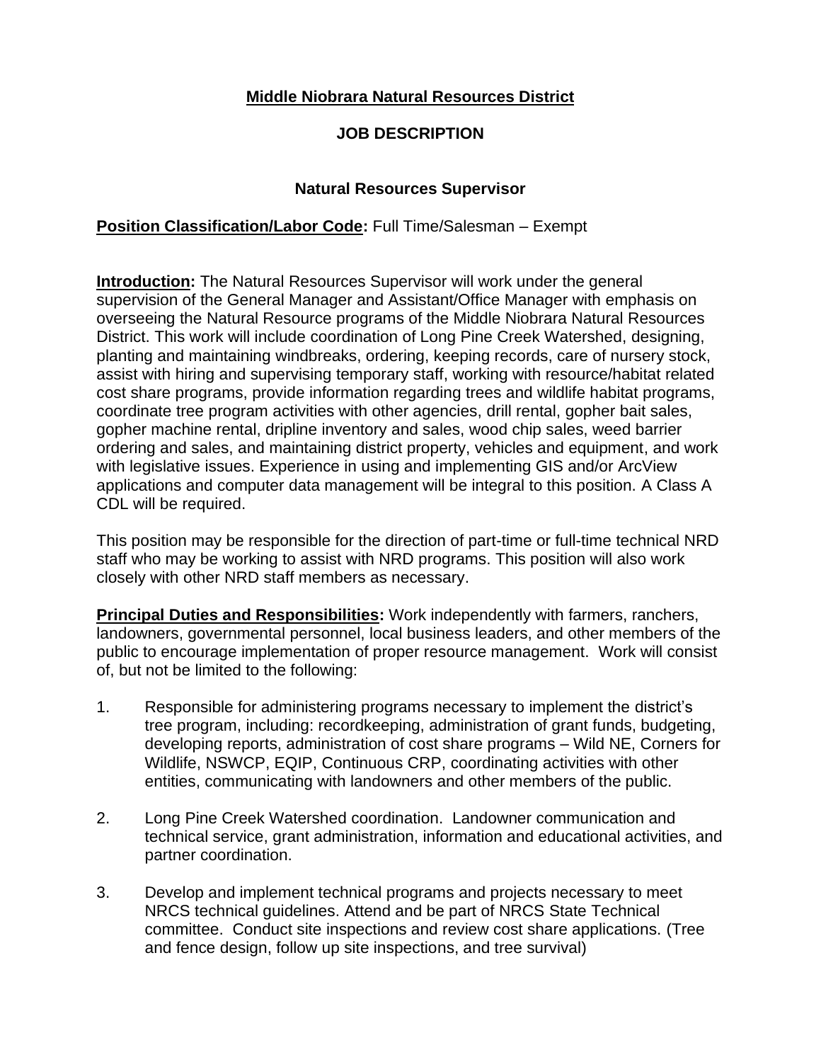**Middle Niobrara Natural Resources District**

**JOB DESCRIPTION**

**Natural Resources Supervisor**

**Position Classification/Labor Code:** Full Time/Salesman – Exempt

**Introduction:** The Natural Resources Supervisor will work under the general supervision of the General Manager and Assistant/Office Manager with emphasis on overseeing the Natural Resource programs of the Middle Niobrara Natural Resources District. This work will include coordination of Long Pine Creek Watershed, designing, planting and maintaining windbreaks, ordering, keeping records, care of nursery stock, assist with hiring and supervising temporary staff, working with resource/habitat related cost share programs, provide information regarding trees and wildlife habitat programs, coordinate tree program activities with other agencies, drill rental, gopher bait sales, gopher machine rental, dripline inventory and sales, wood chip sales, weed barrier ordering and sales, and maintaining district property, vehicles and equipment, and work with legislative issues. Experience in using and implementing GIS and/or ArcView applications and computer data management will be integral to this position. A Class A CDL will be required.

This position may be responsible for the direction of part-time or full-time technical NRD staff who may be working to assist with NRD programs. This position will also work closely with other NRD staff members as necessary.

**Principal Duties and Responsibilities:** Work independently with farmers, ranchers, landowners, governmental personnel, local business leaders, and other members of the public to encourage implementation of proper resource management. Work will consist of, but not be limited to the following:

1. Responsible for administering programs necessary to implement the district's tree program, including: recordkeeping, administration of grant funds, budgeting, developing reports, administration of cost share programs – Wild NE, Corners for Wildlife, NSWCP, EQIP, Continuous CRP, coordinating activities with other entities, communicating with landowners and other members of the public.

2. Long Pine Creek Watershed coordination. Landowner communication and technical service, grant administration, information and educational activities, and partner coordination.

3. Develop and implement technical programs and projects necessary to meet NRCS technical guidelines. Attend and be part of NRCS State Technical committee. Conduct site inspections and review cost share applications. (Tree and fence design, follow up site inspections, and tree survival)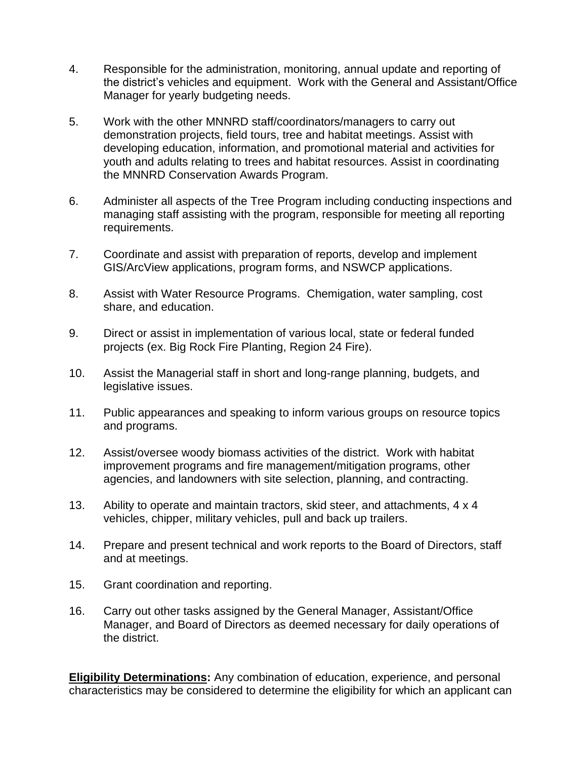4. Responsible for the administration, monitoring, annual update and reporting of the district's vehicles and equipment. Work with the General and Assistant/Office Manager for yearly budgeting needs.

5. Work with the other MNNRD staff/coordinators/managers to carry out demonstration projects, field tours, tree and habitat meetings. Assist with developing education, information, and promotional material and activities for youth and adults relating to trees and habitat resources. Assist in coordinating the MNNRD Conservation Awards Program.

6. Administer all aspects of the Tree Program including conducting inspections and managing staff assisting with the program, responsible for meeting all reporting requirements.

7. Coordinate and assist with preparation of reports, develop and implement GIS/ArcView applications, program forms, and NSWCP applications.

8. Assist with Water Resource Programs. Chemigation, water sampling, cost share, and education.

9. Direct or assist in implementation of various local, state or federal funded projects (ex. Big Rock Fire Planting, Region 24 Fire).

10. Assist the Managerial staff in short and long-range planning, budgets, and legislative issues.

11. Public appearances and speaking to inform various groups on resource topics and programs.

12. Assist/oversee woody biomass activities of the district. Work with habitat improvement programs and fire management/mitigation programs, other agencies, and landowners with site selection, planning, and contracting.

13. Ability to operate and maintain tractors, skid steer, and attachments, 4 x 4 vehicles, chipper, military vehicles, pull and back up trailers.

14. Prepare and present technical and work reports to the Board of Directors, staff and at meetings.

15. Grant coordination and reporting.

16. Carry out other tasks assigned by the General Manager, Assistant/Office Manager, and Board of Directors as deemed necessary for daily operations of the district.

**Eligibility Determinations:** Any combination of education, experience, and personal characteristics may be considered to determine the eligibility for which an applicant can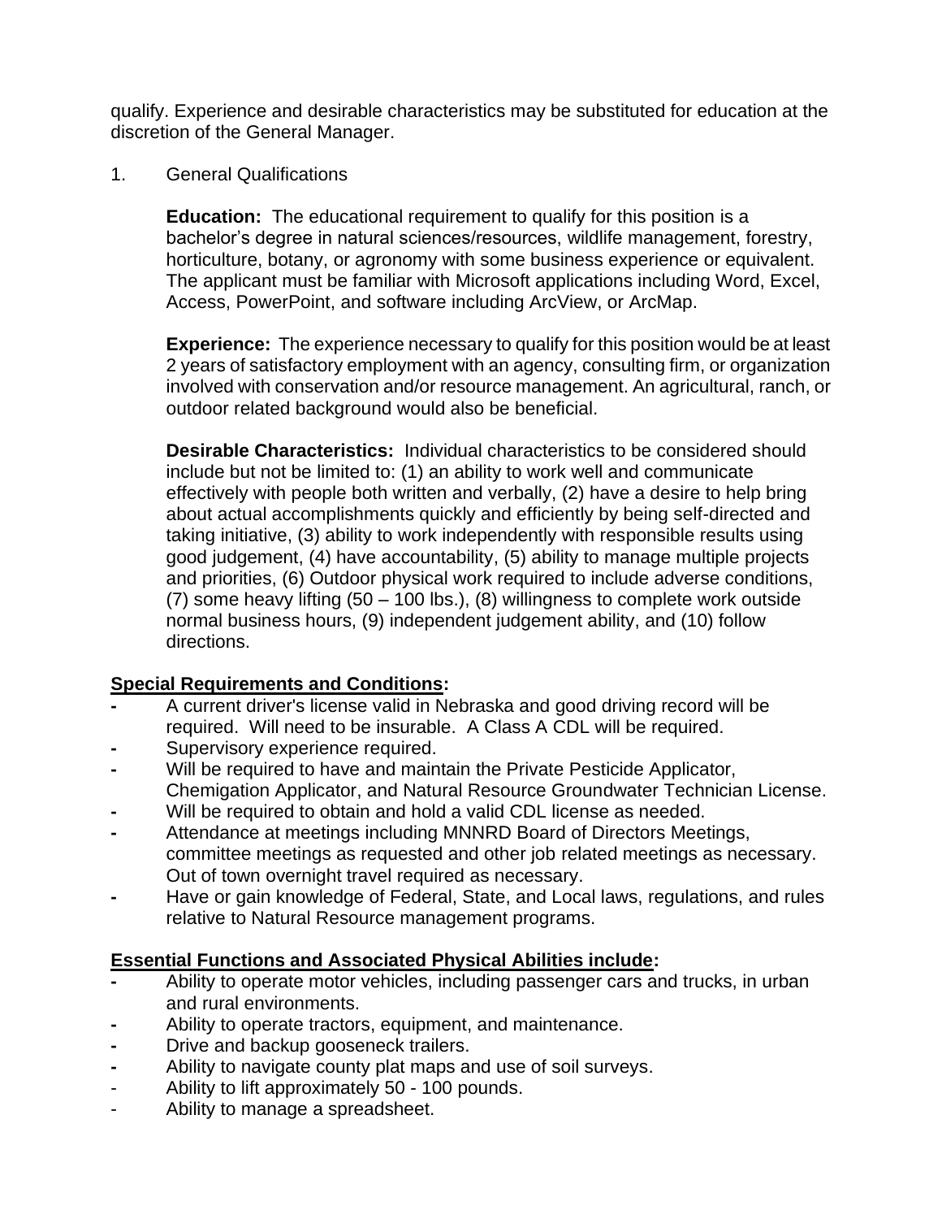qualify. Experience and desirable characteristics may be substituted for education at the discretion of the General Manager.

1. General Qualifications

   **Education:** The educational requirement to qualify for this position is a bachelor's degree in natural sciences/resources, wildlife management, forestry, horticulture, botany, or agronomy with some business experience or equivalent. The applicant must be familiar with Microsoft applications including Word, Excel, Access, PowerPoint, and software including ArcView, or ArcMap.

   **Experience:** The experience necessary to qualify for this position would be at least 2 years of satisfactory employment with an agency, consulting firm, or organization involved with conservation and/or resource management. An agricultural, ranch, or outdoor related background would also be beneficial.

   **Desirable Characteristics:** Individual characteristics to be considered should include but not be limited to: (1) an ability to work well and communicate effectively with people both written and verbally, (2) have a desire to help bring about actual accomplishments quickly and efficiently by being self-directed and taking initiative, (3) ability to work independently with responsible results using good judgement, (4) have accountability, (5) ability to manage multiple projects and priorities, (6) Outdoor physical work required to include adverse conditions, (7) some heavy lifting (50 – 100 lbs.), (8) willingness to complete work outside normal business hours, (9) independent judgement ability, and (10) follow directions.

**Special Requirements and Conditions:**

- A current driver's license valid in Nebraska and good driving record will be required. Will need to be insurable. A Class A CDL will be required.
- Supervisory experience required.
- Will be required to have and maintain the Private Pesticide Applicator, Chemigation Applicator, and Natural Resource Groundwater Technician License.
- Will be required to obtain and hold a valid CDL license as needed.
- Attendance at meetings including MNNRD Board of Directors Meetings, committee meetings as requested and other job related meetings as necessary. Out of town overnight travel required as necessary.
- Have or gain knowledge of Federal, State, and Local laws, regulations, and rules relative to Natural Resource management programs.

**Essential Functions and Associated Physical Abilities include:**

- Ability to operate motor vehicles, including passenger cars and trucks, in urban and rural environments.
- Ability to operate tractors, equipment, and maintenance.
- Drive and backup gooseneck trailers.
- Ability to navigate county plat maps and use of soil surveys.
- Ability to lift approximately 50 - 100 pounds.
- Ability to manage a spreadsheet.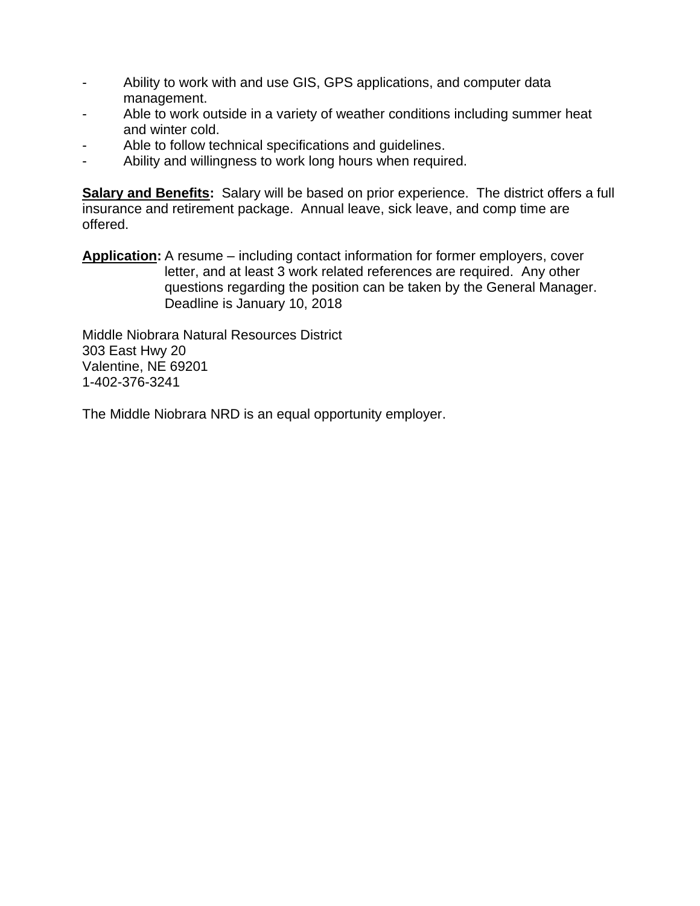- Ability to work with and use GIS, GPS applications, and computer data management.
- Able to work outside in a variety of weather conditions including summer heat and winter cold.
- Able to follow technical specifications and guidelines.
- Ability and willingness to work long hours when required.

**Salary and Benefits:** Salary will be based on prior experience. The district offers a full insurance and retirement package. Annual leave, sick leave, and comp time are offered.

**Application:** A resume – including contact information for former employers, cover letter, and at least 3 work related references are required. Any other questions regarding the position can be taken by the General Manager. Deadline is January 10, 2018

Middle Niobrara Natural Resources District
303 East Hwy 20
Valentine, NE 69201
1-402-376-3241

The Middle Niobrara NRD is an equal opportunity employer.